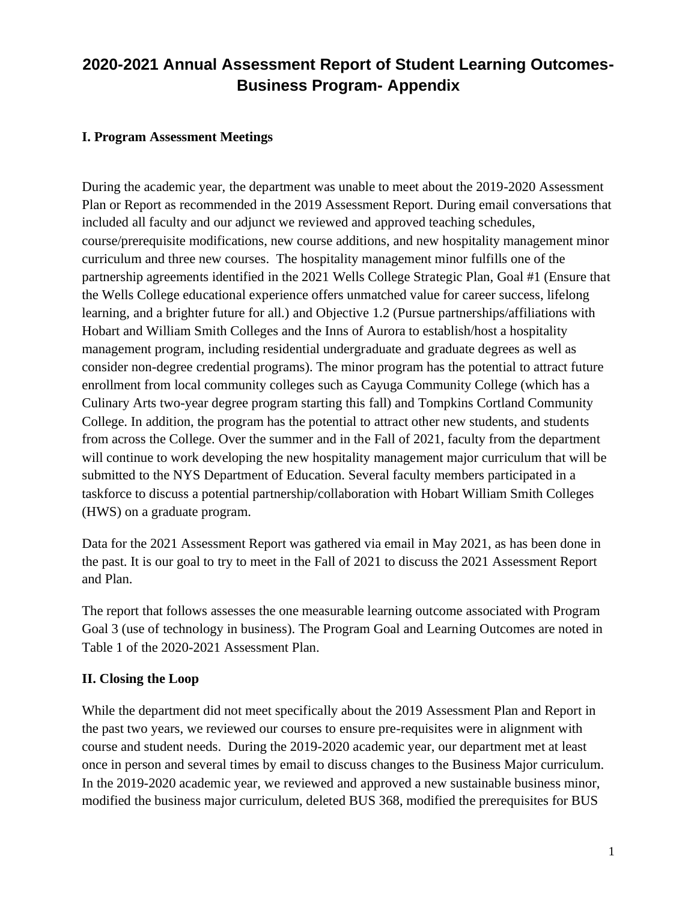# 2020-2021 Annual Assessment Report of Student Learning Outcomes-Business Program- Appendix

## I. Program Assessment Meetings

During the academic year, the department was unable to meet about the 2019-2020 Assessment Plan or Report as recommended in the 2019 Assessment Report. During email conversations that included all faculty and our adjunct we reviewed and approved teaching schedules, course/prerequisite modifications, new course additions, and new hospitality management minor curriculum and three new courses. The hospitality management minor fulfills one of the partnership agreements identified in the 2021 Wells College Strategic Plan, Goal #1 (Ensure that the Wells College educational experience offers unmatched value for career success, lifelong learning, and a brighter future for all.) and Objective 1.2 (Pursue partnerships/affiliations with Hobart and William Smith Colleges and the Inns of Aurora to establish/host a hospitality management program, including residential undergraduate and graduate degrees as well as consider non-degree credential programs). The minor program has the potential to attract future enrollment from local community colleges such as Cayuga Community College (which has a Culinary Arts two-year degree program starting this fall) and Tompkins Cortland Community College. In addition, the program has the potential to attract other new students, and students from across the College. Over the summer and in the Fall of 2021, faculty from the department will continue to work developing the new hospitality management major curriculum that will be submitted to the NYS Department of Education. Several faculty members participated in a taskforce to discuss a potential partnership/collaboration with Hobart William Smith Colleges (HWS) on a graduate program.

Data for the 2021 Assessment Report was gathered via email in May 2021, as has been done in the past. It is our goal to try to meet in the Fall of 2021 to discuss the 2021 Assessment Report and Plan.

The report that follows assesses the one measurable learning outcome associated with Program Goal 3 (use of technology in business). The Program Goal and Learning Outcomes are noted in Table 1 of the 2020-2021 Assessment Plan.

## II. Closing the Loop

While the department did not meet specifically about the 2019 Assessment Plan and Report in the past two years, we reviewed our courses to ensure pre-requisites were in alignment with course and student needs. During the 2019-2020 academic year, our department met at least once in person and several times by email to discuss changes to the Business Major curriculum. In the 2019-2020 academic year, we reviewed and approved a new sustainable business minor, modified the business major curriculum, deleted BUS 368, modified the prerequisites for BUS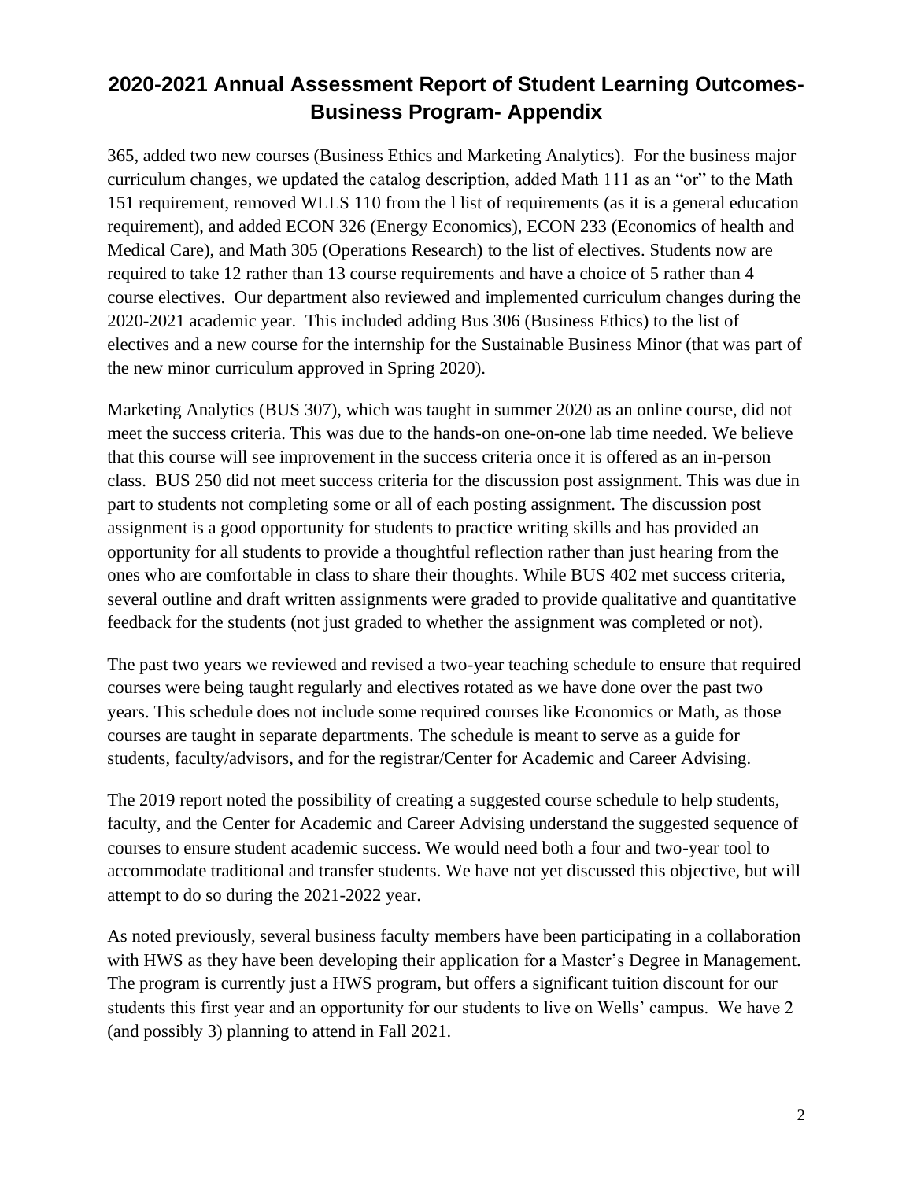## 2020-2021 Annual Assessment Report of Student Learning Outcomes- Business Program- Appendix

365, added two new courses (Business Ethics and Marketing Analytics). For the business major curriculum changes, we updated the catalog description, added Math 111 as an "or" to the Math 151 requirement, removed WLLS 110 from the l list of requirements (as it is a general education requirement), and added ECON 326 (Energy Economics), ECON 233 (Economics of health and Medical Care), and Math 305 (Operations Research) to the list of electives. Students now are required to take 12 rather than 13 course requirements and have a choice of 5 rather than 4 course electives. Our department also reviewed and implemented curriculum changes during the 2020-2021 academic year. This included adding Bus 306 (Business Ethics) to the list of electives and a new course for the internship for the Sustainable Business Minor (that was part of the new minor curriculum approved in Spring 2020).

Marketing Analytics (BUS 307), which was taught in summer 2020 as an online course, did not meet the success criteria. This was due to the hands-on one-on-one lab time needed. We believe that this course will see improvement in the success criteria once it is offered as an in-person class. BUS 250 did not meet success criteria for the discussion post assignment. This was due in part to students not completing some or all of each posting assignment. The discussion post assignment is a good opportunity for students to practice writing skills and has provided an opportunity for all students to provide a thoughtful reflection rather than just hearing from the ones who are comfortable in class to share their thoughts. While BUS 402 met success criteria, several outline and draft written assignments were graded to provide qualitative and quantitative feedback for the students (not just graded to whether the assignment was completed or not).

The past two years we reviewed and revised a two-year teaching schedule to ensure that required courses were being taught regularly and electives rotated as we have done over the past two years. This schedule does not include some required courses like Economics or Math, as those courses are taught in separate departments. The schedule is meant to serve as a guide for students, faculty/advisors, and for the registrar/Center for Academic and Career Advising.

The 2019 report noted the possibility of creating a suggested course schedule to help students, faculty, and the Center for Academic and Career Advising understand the suggested sequence of courses to ensure student academic success. We would need both a four and two-year tool to accommodate traditional and transfer students. We have not yet discussed this objective, but will attempt to do so during the 2021-2022 year.

As noted previously, several business faculty members have been participating in a collaboration with HWS as they have been developing their application for a Master's Degree in Management. The program is currently just a HWS program, but offers a significant tuition discount for our students this first year and an opportunity for our students to live on Wells' campus. We have 2 (and possibly 3) planning to attend in Fall 2021.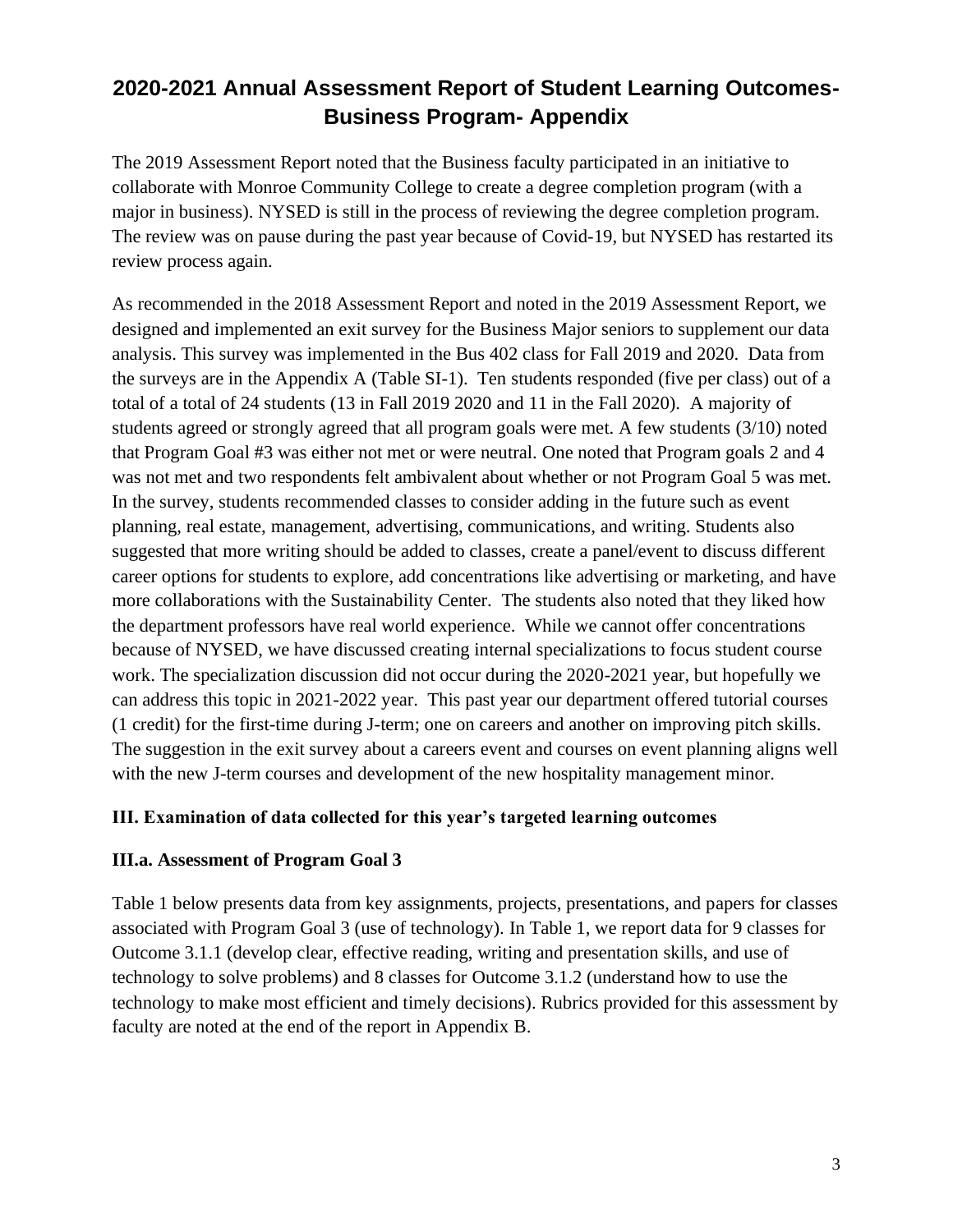# 2020-2021 Annual Assessment Report of Student Learning Outcomes- Business Program- Appendix

The 2019 Assessment Report noted that the Business faculty participated in an initiative to collaborate with Monroe Community College to create a degree completion program (with a major in business). NYSED is still in the process of reviewing the degree completion program. The review was on pause during the past year because of Covid-19, but NYSED has restarted its review process again.

As recommended in the 2018 Assessment Report and noted in the 2019 Assessment Report, we designed and implemented an exit survey for the Business Major seniors to supplement our data analysis. This survey was implemented in the Bus 402 class for Fall 2019 and 2020. Data from the surveys are in the Appendix A (Table SI-1). Ten students responded (five per class) out of a total of a total of 24 students (13 in Fall 2019 2020 and 11 in the Fall 2020). A majority of students agreed or strongly agreed that all program goals were met. A few students (3/10) noted that Program Goal #3 was either not met or were neutral. One noted that Program goals 2 and 4 was not met and two respondents felt ambivalent about whether or not Program Goal 5 was met. In the survey, students recommended classes to consider adding in the future such as event planning, real estate, management, advertising, communications, and writing. Students also suggested that more writing should be added to classes, create a panel/event to discuss different career options for students to explore, add concentrations like advertising or marketing, and have more collaborations with the Sustainability Center. The students also noted that they liked how the department professors have real world experience. While we cannot offer concentrations because of NYSED, we have discussed creating internal specializations to focus student course work. The specialization discussion did not occur during the 2020-2021 year, but hopefully we can address this topic in 2021-2022 year. This past year our department offered tutorial courses (1 credit) for the first-time during J-term; one on careers and another on improving pitch skills. The suggestion in the exit survey about a careers event and courses on event planning aligns well with the new J-term courses and development of the new hospitality management minor.

### III. Examination of data collected for this year's targeted learning outcomes

### III.a. Assessment of Program Goal 3

Table 1 below presents data from key assignments, projects, presentations, and papers for classes associated with Program Goal 3 (use of technology). In Table 1, we report data for 9 classes for Outcome 3.1.1 (develop clear, effective reading, writing and presentation skills, and use of technology to solve problems) and 8 classes for Outcome 3.1.2 (understand how to use the technology to make most efficient and timely decisions). Rubrics provided for this assessment by faculty are noted at the end of the report in Appendix B.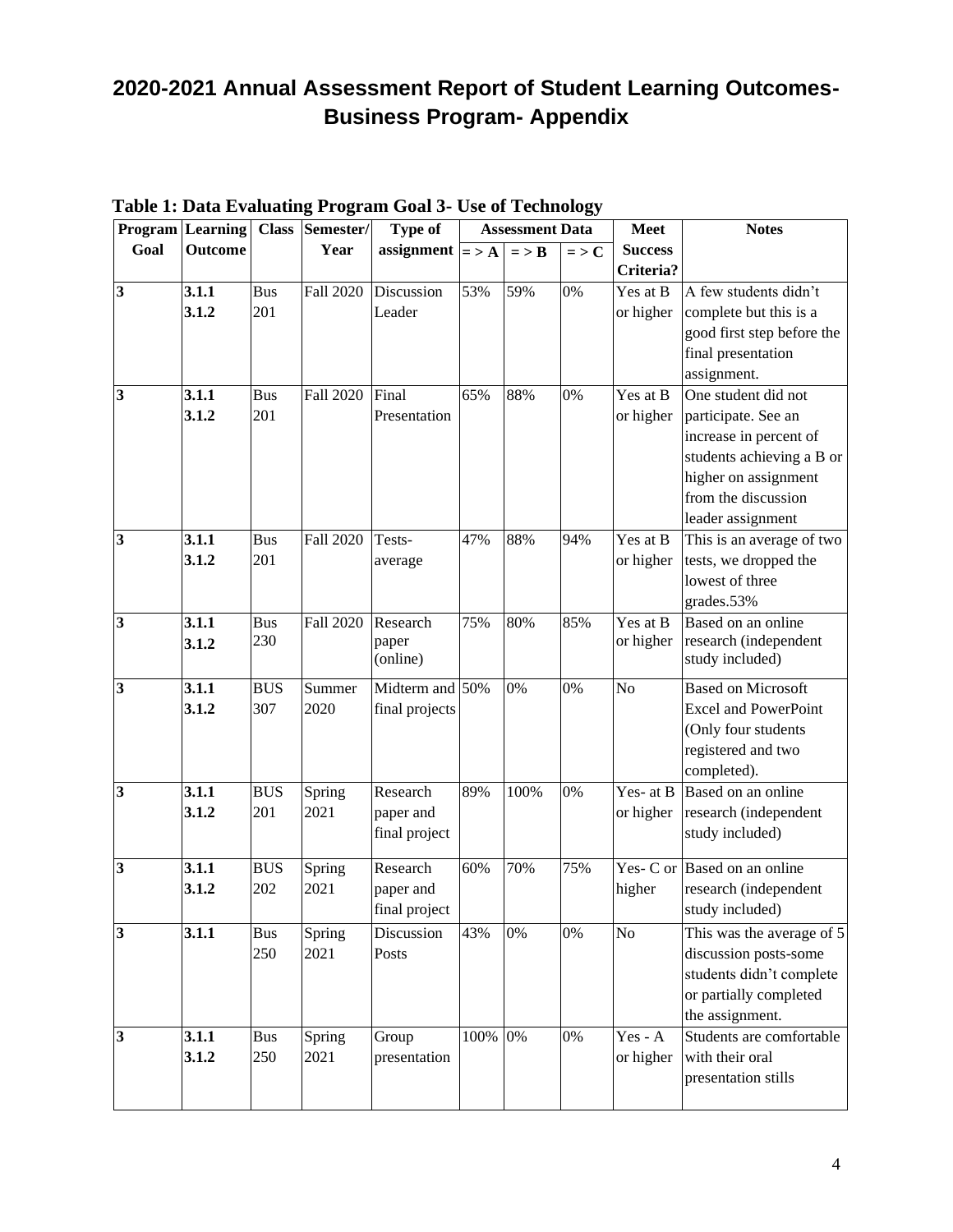# 2020-2021 Annual Assessment Report of Student Learning Outcomes- Business Program- Appendix

**Table 1: Data Evaluating Program Goal 3- Use of Technology**

| Program Goal | Learning Outcome | Class | Semester/ Year | Type of assignment | Assessment Data | | | Meet Success Criteria? | Notes |
|---|---|---|---|---|---|---|---|---|---|
| | | | | | = > A | = > B | = > C | | |
| **3** | **3.1.1 3.1.2** | Bus 201 | Fall 2020 | Discussion Leader | 53% | 59% | 0% | Yes at B or higher | A few students didn't complete but this is a good first step before the final presentation assignment. |
| **3** | **3.1.1 3.1.2** | Bus 201 | Fall 2020 | Final Presentation | 65% | 88% | 0% | Yes at B or higher | One student did not participate. See an increase in percent of students achieving a B or higher on assignment from the discussion leader assignment |
| **3** | **3.1.1 3.1.2** | Bus 201 | Fall 2020 | Tests- average | 47% | 88% | 94% | Yes at B or higher | This is an average of two tests, we dropped the lowest of three grades.53% |
| **3** | **3.1.1 3.1.2** | Bus 230 | Fall 2020 | Research paper (online) | 75% | 80% | 85% | Yes at B or higher | Based on an online research (independent study included) |
| **3** | **3.1.1 3.1.2** | BUS 307 | Summer 2020 | Midterm and final projects | 50% | 0% | 0% | No | Based on Microsoft Excel and PowerPoint (Only four students registered and two completed). |
| **3** | **3.1.1 3.1.2** | BUS 201 | Spring 2021 | Research paper and final project | 89% | 100% | 0% | Yes- at B or higher | Based on an online research (independent study included) |
| **3** | **3.1.1 3.1.2** | BUS 202 | Spring 2021 | Research paper and final project | 60% | 70% | 75% | Yes- C or higher | Based on an online research (independent study included) |
| **3** | **3.1.1** | Bus 250 | Spring 2021 | Discussion Posts | 43% | 0% | 0% | No | This was the average of 5 discussion posts-some students didn't complete or partially completed the assignment. |
| **3** | **3.1.1 3.1.2** | Bus 250 | Spring 2021 | Group presentation | 100% | 0% | 0% | Yes - A or higher | Students are comfortable with their oral presentation stills |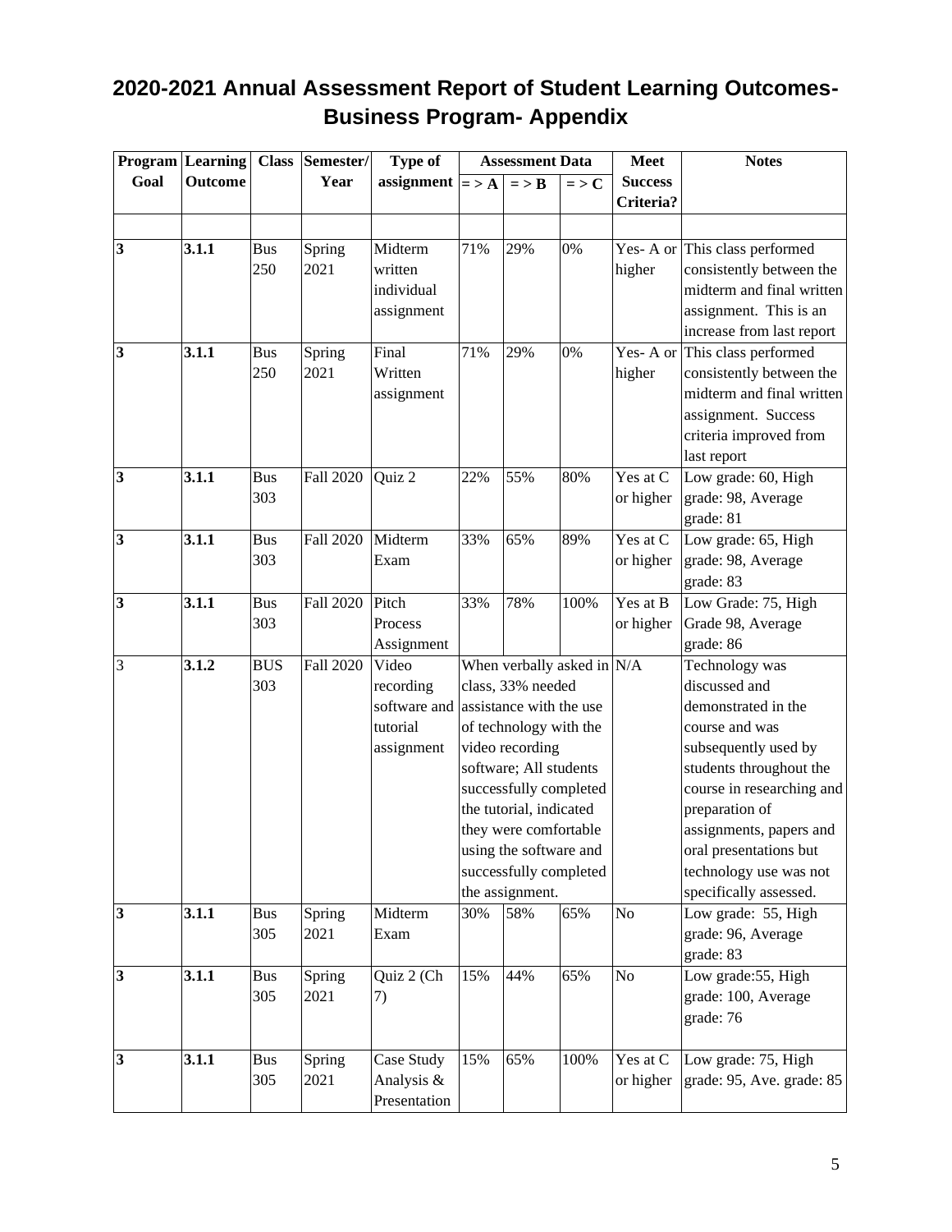# 2020-2021 Annual Assessment Report of Student Learning Outcomes- Business Program- Appendix

| Program Goal | Learning Outcome | Class | Semester/ Year | Type of assignment | Assessment Data => A | => B | => C | Meet Success Criteria? | Notes |
|---|---|---|---|---|---|---|---|---|---|
| | | | | | | | | | |
| **3** | **3.1.1** | Bus 250 | Spring 2021 | Midterm written individual assignment | 71% | 29% | 0% | Yes- A or higher | This class performed consistently between the midterm and final written assignment. This is an increase from last report |
| **3** | **3.1.1** | Bus 250 | Spring 2021 | Final Written assignment | 71% | 29% | 0% | Yes- A or higher | This class performed consistently between the midterm and final written assignment. Success criteria improved from last report |
| **3** | **3.1.1** | Bus 303 | Fall 2020 | Quiz 2 | 22% | 55% | 80% | Yes at C or higher | Low grade: 60, High grade: 98, Average grade: 81 |
| **3** | **3.1.1** | Bus 303 | Fall 2020 | Midterm Exam | 33% | 65% | 89% | Yes at C or higher | Low grade: 65, High grade: 98, Average grade: 83 |
| **3** | **3.1.1** | Bus 303 | Fall 2020 | Pitch Process Assignment | 33% | 78% | 100% | Yes at B or higher | Low Grade: 75, High Grade 98, Average grade: 86 |
| 3 | **3.1.2** | BUS 303 | Fall 2020 | Video recording software and tutorial assignment | When verbally asked in class, 33% needed assistance with the use of technology with the video recording software; All students successfully completed the tutorial, indicated they were comfortable using the software and successfully completed the assignment. | | | N/A | Technology was discussed and demonstrated in the course and was subsequently used by students throughout the course in researching and preparation of assignments, papers and oral presentations but technology use was not specifically assessed. |
| **3** | **3.1.1** | Bus 305 | Spring 2021 | Midterm Exam | 30% | 58% | 65% | No | Low grade: 55, High grade: 96, Average grade: 83 |
| **3** | **3.1.1** | Bus 305 | Spring 2021 | Quiz 2 (Ch 7) | 15% | 44% | 65% | No | Low grade:55, High grade: 100, Average grade: 76 |
| **3** | **3.1.1** | Bus 305 | Spring 2021 | Case Study Analysis & Presentation | 15% | 65% | 100% | Yes at C or higher | Low grade: 75, High grade: 95, Ave. grade: 85 |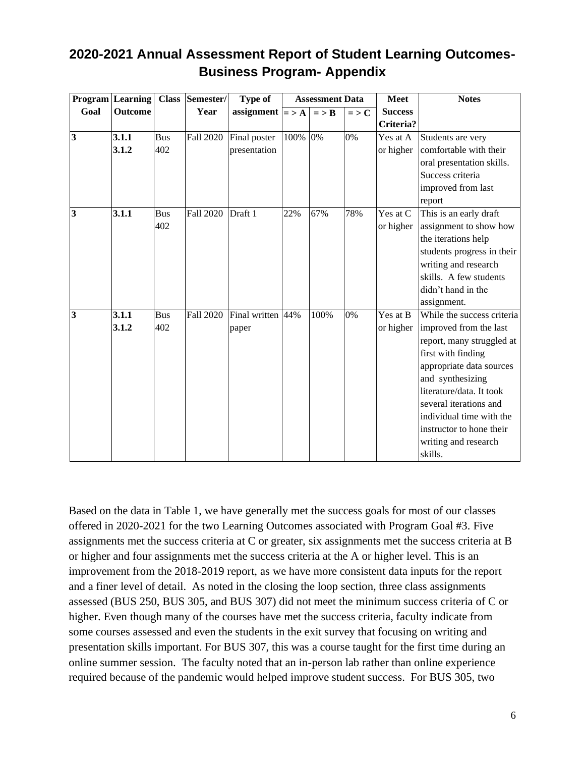## 2020-2021 Annual Assessment Report of Student Learning Outcomes-Business Program- Appendix

| Program Goal | Learning Outcome | Class | Semester/ Year | Type of assignment | Assessment Data | | | Meet Success Criteria? | Notes |
|---|---|---|---|---|---|---|---|---|---|
| | | | | | = > A | = > B | = > C | | |
| **3** | **3.1.1** **3.1.2** | Bus 402 | Fall 2020 | Final poster presentation | 100% | 0% | 0% | Yes at A or higher | Students are very comfortable with their oral presentation skills. Success criteria improved from last report |
| **3** | **3.1.1** | Bus 402 | Fall 2020 | Draft 1 | 22% | 67% | 78% | Yes at C or higher | This is an early draft assignment to show how the iterations help students progress in their writing and research skills. A few students didn't hand in the assignment. |
| **3** | **3.1.1** **3.1.2** | Bus 402 | Fall 2020 | Final written paper | 44% | 100% | 0% | Yes at B or higher | While the success criteria improved from the last report, many struggled at first with finding appropriate data sources and synthesizing literature/data. It took several iterations and individual time with the instructor to hone their writing and research skills. |

Based on the data in Table 1, we have generally met the success goals for most of our classes offered in 2020-2021 for the two Learning Outcomes associated with Program Goal #3. Five assignments met the success criteria at C or greater, six assignments met the success criteria at B or higher and four assignments met the success criteria at the A or higher level. This is an improvement from the 2018-2019 report, as we have more consistent data inputs for the report and a finer level of detail. As noted in the closing the loop section, three class assignments assessed (BUS 250, BUS 305, and BUS 307) did not meet the minimum success criteria of C or higher. Even though many of the courses have met the success criteria, faculty indicate from some courses assessed and even the students in the exit survey that focusing on writing and presentation skills important. For BUS 307, this was a course taught for the first time during an online summer session. The faculty noted that an in-person lab rather than online experience required because of the pandemic would helped improve student success. For BUS 305, two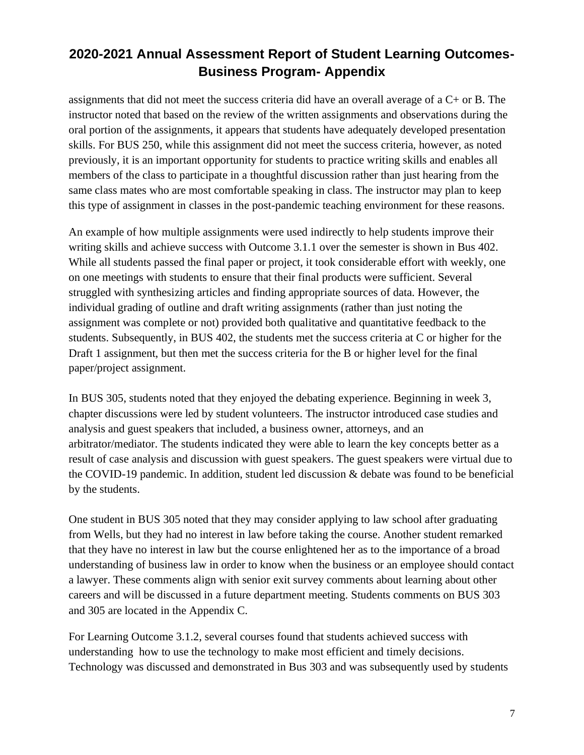assignments that did not meet the success criteria did have an overall average of a C+ or B. The instructor noted that based on the review of the written assignments and observations during the oral portion of the assignments, it appears that students have adequately developed presentation skills. For BUS 250, while this assignment did not meet the success criteria, however, as noted previously, it is an important opportunity for students to practice writing skills and enables all members of the class to participate in a thoughtful discussion rather than just hearing from the same class mates who are most comfortable speaking in class. The instructor may plan to keep this type of assignment in classes in the post-pandemic teaching environment for these reasons.

An example of how multiple assignments were used indirectly to help students improve their writing skills and achieve success with Outcome 3.1.1 over the semester is shown in Bus 402. While all students passed the final paper or project, it took considerable effort with weekly, one on one meetings with students to ensure that their final products were sufficient. Several struggled with synthesizing articles and finding appropriate sources of data. However, the individual grading of outline and draft writing assignments (rather than just noting the assignment was complete or not) provided both qualitative and quantitative feedback to the students. Subsequently, in BUS 402, the students met the success criteria at C or higher for the Draft 1 assignment, but then met the success criteria for the B or higher level for the final paper/project assignment.

In BUS 305, students noted that they enjoyed the debating experience. Beginning in week 3, chapter discussions were led by student volunteers. The instructor introduced case studies and analysis and guest speakers that included, a business owner, attorneys, and an arbitrator/mediator. The students indicated they were able to learn the key concepts better as a result of case analysis and discussion with guest speakers. The guest speakers were virtual due to the COVID-19 pandemic. In addition, student led discussion & debate was found to be beneficial by the students.

One student in BUS 305 noted that they may consider applying to law school after graduating from Wells, but they had no interest in law before taking the course. Another student remarked that they have no interest in law but the course enlightened her as to the importance of a broad understanding of business law in order to know when the business or an employee should contact a lawyer. These comments align with senior exit survey comments about learning about other careers and will be discussed in a future department meeting. Students comments on BUS 303 and 305 are located in the Appendix C.

For Learning Outcome 3.1.2, several courses found that students achieved success with understanding how to use the technology to make most efficient and timely decisions. Technology was discussed and demonstrated in Bus 303 and was subsequently used by students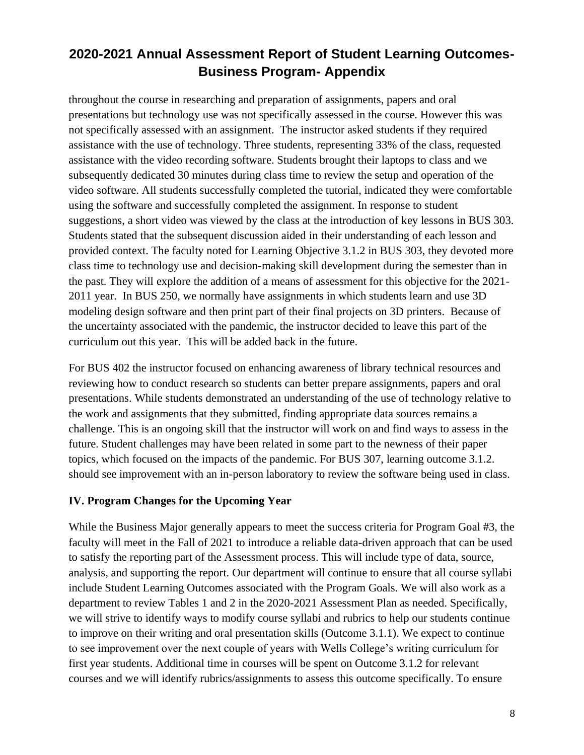throughout the course in researching and preparation of assignments, papers and oral presentations but technology use was not specifically assessed in the course. However this was not specifically assessed with an assignment. The instructor asked students if they required assistance with the use of technology. Three students, representing 33% of the class, requested assistance with the video recording software. Students brought their laptops to class and we subsequently dedicated 30 minutes during class time to review the setup and operation of the video software. All students successfully completed the tutorial, indicated they were comfortable using the software and successfully completed the assignment. In response to student suggestions, a short video was viewed by the class at the introduction of key lessons in BUS 303. Students stated that the subsequent discussion aided in their understanding of each lesson and provided context. The faculty noted for Learning Objective 3.1.2 in BUS 303, they devoted more class time to technology use and decision-making skill development during the semester than in the past. They will explore the addition of a means of assessment for this objective for the 2021-2011 year. In BUS 250, we normally have assignments in which students learn and use 3D modeling design software and then print part of their final projects on 3D printers. Because of the uncertainty associated with the pandemic, the instructor decided to leave this part of the curriculum out this year. This will be added back in the future.

For BUS 402 the instructor focused on enhancing awareness of library technical resources and reviewing how to conduct research so students can better prepare assignments, papers and oral presentations. While students demonstrated an understanding of the use of technology relative to the work and assignments that they submitted, finding appropriate data sources remains a challenge. This is an ongoing skill that the instructor will work on and find ways to assess in the future. Student challenges may have been related in some part to the newness of their paper topics, which focused on the impacts of the pandemic. For BUS 307, learning outcome 3.1.2. should see improvement with an in-person laboratory to review the software being used in class.

### IV. Program Changes for the Upcoming Year

While the Business Major generally appears to meet the success criteria for Program Goal #3, the faculty will meet in the Fall of 2021 to introduce a reliable data-driven approach that can be used to satisfy the reporting part of the Assessment process. This will include type of data, source, analysis, and supporting the report. Our department will continue to ensure that all course syllabi include Student Learning Outcomes associated with the Program Goals. We will also work as a department to review Tables 1 and 2 in the 2020-2021 Assessment Plan as needed. Specifically, we will strive to identify ways to modify course syllabi and rubrics to help our students continue to improve on their writing and oral presentation skills (Outcome 3.1.1). We expect to continue to see improvement over the next couple of years with Wells College's writing curriculum for first year students. Additional time in courses will be spent on Outcome 3.1.2 for relevant courses and we will identify rubrics/assignments to assess this outcome specifically. To ensure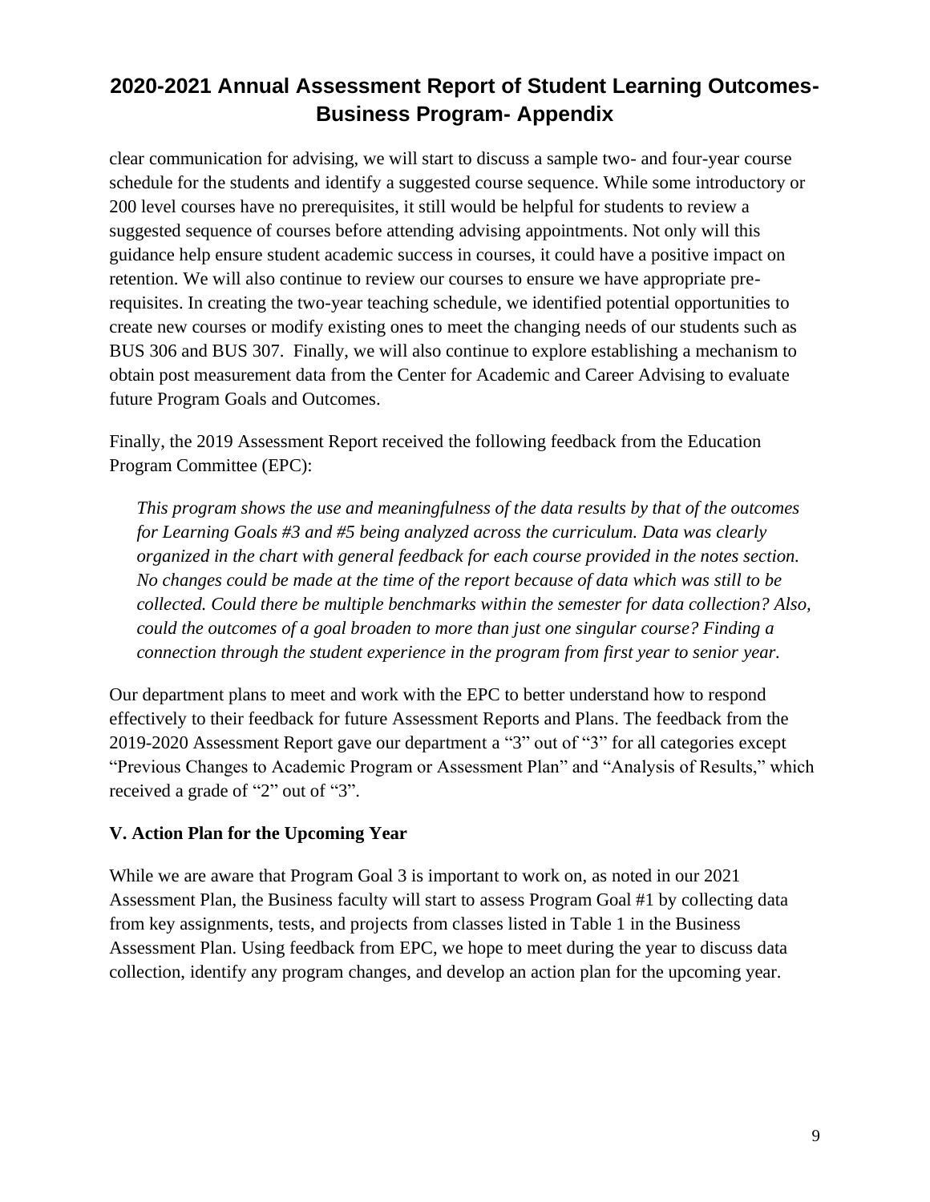clear communication for advising, we will start to discuss a sample two- and four-year course schedule for the students and identify a suggested course sequence. While some introductory or 200 level courses have no prerequisites, it still would be helpful for students to review a suggested sequence of courses before attending advising appointments. Not only will this guidance help ensure student academic success in courses, it could have a positive impact on retention. We will also continue to review our courses to ensure we have appropriate pre-requisites. In creating the two-year teaching schedule, we identified potential opportunities to create new courses or modify existing ones to meet the changing needs of our students such as BUS 306 and BUS 307. Finally, we will also continue to explore establishing a mechanism to obtain post measurement data from the Center for Academic and Career Advising to evaluate future Program Goals and Outcomes.

Finally, the 2019 Assessment Report received the following feedback from the Education Program Committee (EPC):

> *This program shows the use and meaningfulness of the data results by that of the outcomes for Learning Goals #3 and #5 being analyzed across the curriculum. Data was clearly organized in the chart with general feedback for each course provided in the notes section. No changes could be made at the time of the report because of data which was still to be collected. Could there be multiple benchmarks within the semester for data collection? Also, could the outcomes of a goal broaden to more than just one singular course? Finding a connection through the student experience in the program from first year to senior year.*

Our department plans to meet and work with the EPC to better understand how to respond effectively to their feedback for future Assessment Reports and Plans. The feedback from the 2019-2020 Assessment Report gave our department a "3" out of "3" for all categories except "Previous Changes to Academic Program or Assessment Plan" and "Analysis of Results," which received a grade of "2" out of "3".

### V. Action Plan for the Upcoming Year

While we are aware that Program Goal 3 is important to work on, as noted in our 2021 Assessment Plan, the Business faculty will start to assess Program Goal #1 by collecting data from key assignments, tests, and projects from classes listed in Table 1 in the Business Assessment Plan. Using feedback from EPC, we hope to meet during the year to discuss data collection, identify any program changes, and develop an action plan for the upcoming year.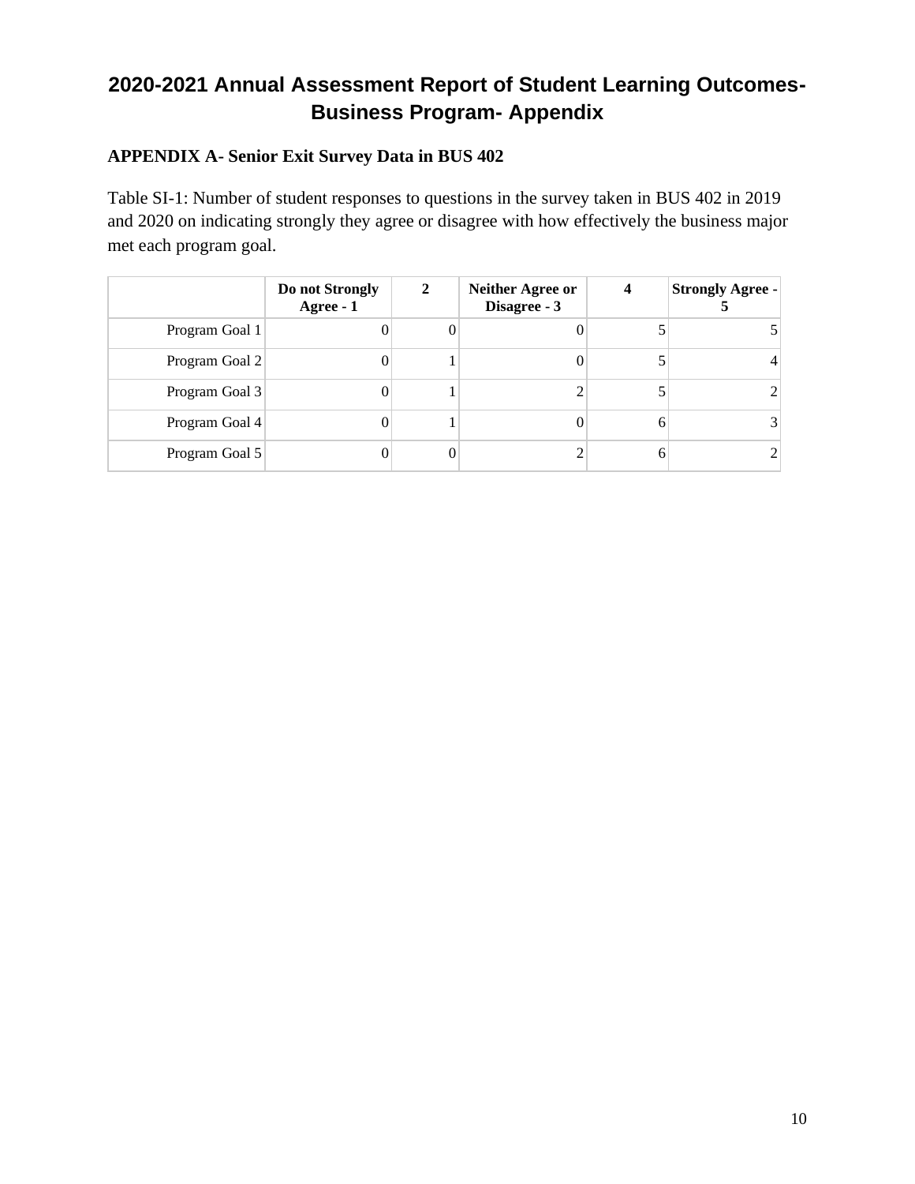# 2020-2021 Annual Assessment Report of Student Learning Outcomes-Business Program- Appendix

## APPENDIX A- Senior Exit Survey Data in BUS 402

Table SI-1: Number of student responses to questions in the survey taken in BUS 402 in 2019 and 2020 on indicating strongly they agree or disagree with how effectively the business major met each program goal.

| | Do not Strongly Agree - 1 | 2 | Neither Agree or Disagree - 3 | 4 | Strongly Agree - 5 |
|---|---|---|---|---|---|
| Program Goal 1 | 0 | 0 | 0 | 5 | 5 |
| Program Goal 2 | 0 | 1 | 0 | 5 | 4 |
| Program Goal 3 | 0 | 1 | 2 | 5 | 2 |
| Program Goal 4 | 0 | 1 | 0 | 6 | 3 |
| Program Goal 5 | 0 | 0 | 2 | 6 | 2 |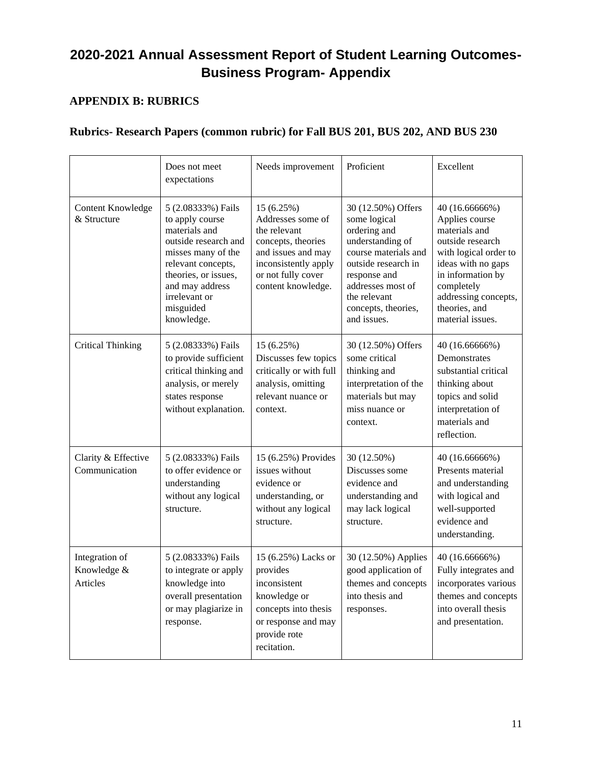# 2020-2021 Annual Assessment Report of Student Learning Outcomes- Business Program- Appendix

## APPENDIX B: RUBRICS

### Rubrics- Research Papers (common rubric) for Fall BUS 201, BUS 202, AND BUS 230

| | Does not meet expectations | Needs improvement | Proficient | Excellent |
|---|---|---|---|---|
| Content Knowledge & Structure | 5 (2.08333%) Fails to apply course materials and outside research and misses many of the relevant concepts, theories, or issues, and may address irrelevant or misguided knowledge. | 15 (6.25%) Addresses some of the relevant concepts, theories and issues and may inconsistently apply or not fully cover content knowledge. | 30 (12.50%) Offers some logical ordering and understanding of course materials and outside research in response and addresses most of the relevant concepts, theories, and issues. | 40 (16.66666%) Applies course materials and outside research with logical order to ideas with no gaps in information by completely addressing concepts, theories, and material issues. |
| Critical Thinking | 5 (2.08333%) Fails to provide sufficient critical thinking and analysis, or merely states response without explanation. | 15 (6.25%) Discusses few topics critically or with full analysis, omitting relevant nuance or context. | 30 (12.50%) Offers some critical thinking and interpretation of the materials but may miss nuance or context. | 40 (16.66666%) Demonstrates substantial critical thinking about topics and solid interpretation of materials and reflection. |
| Clarity & Effective Communication | 5 (2.08333%) Fails to offer evidence or understanding without any logical structure. | 15 (6.25%) Provides issues without evidence or understanding, or without any logical structure. | 30 (12.50%) Discusses some evidence and understanding and may lack logical structure. | 40 (16.66666%) Presents material and understanding with logical and well-supported evidence and understanding. |
| Integration of Knowledge & Articles | 5 (2.08333%) Fails to integrate or apply knowledge into overall presentation or may plagiarize in response. | 15 (6.25%) Lacks or provides inconsistent knowledge or concepts into thesis or response and may provide rote recitation. | 30 (12.50%) Applies good application of themes and concepts into thesis and responses. | 40 (16.66666%) Fully integrates and incorporates various themes and concepts into overall thesis and presentation. |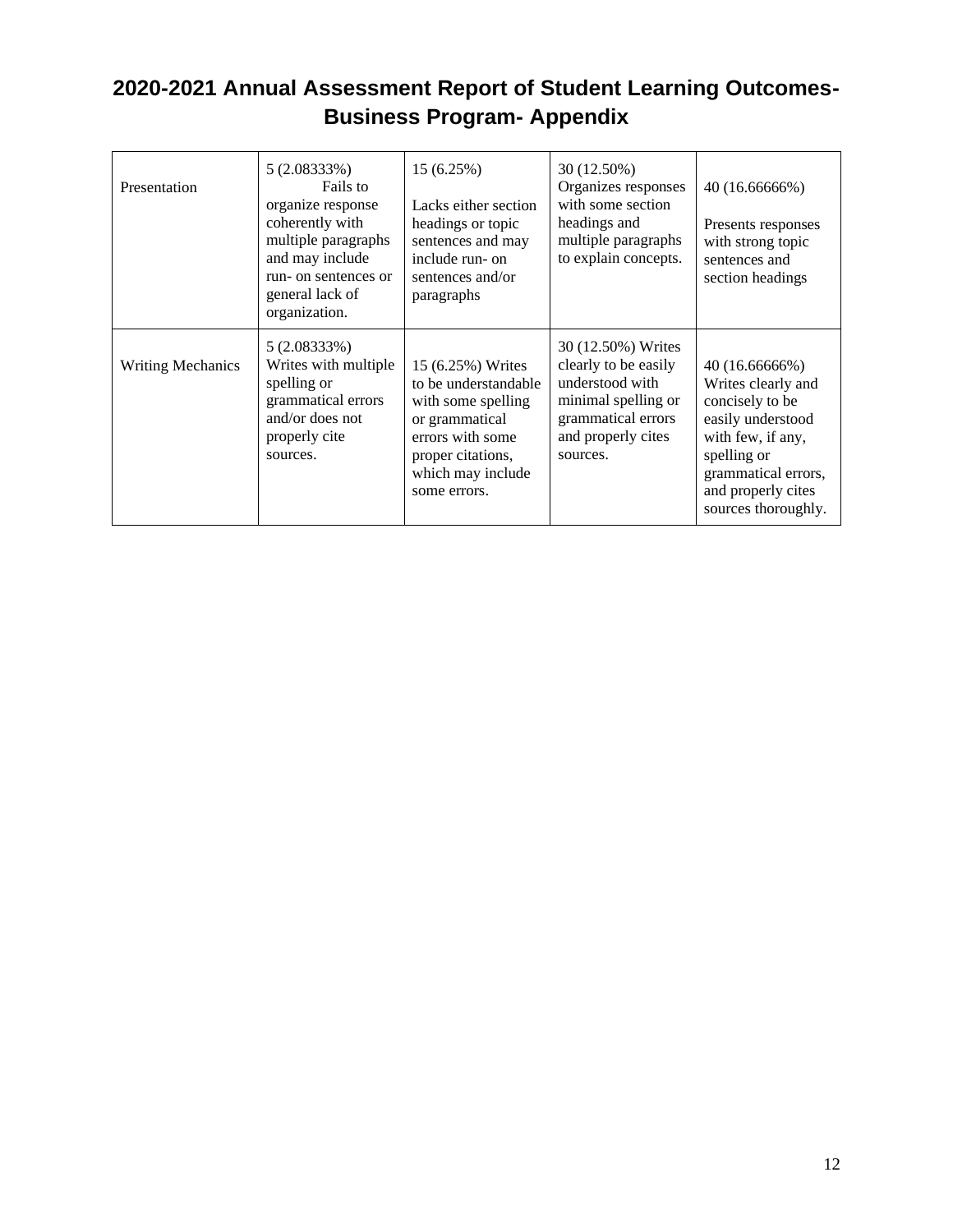# 2020-2021 Annual Assessment Report of Student Learning Outcomes- Business Program- Appendix

| | | | | |
|---|---|---|---|---|
| Presentation | 5 (2.08333%) Fails to organize response coherently with multiple paragraphs and may include run- on sentences or general lack of organization. | 15 (6.25%) Lacks either section headings or topic sentences and may include run- on sentences and/or paragraphs | 30 (12.50%) Organizes responses with some section headings and multiple paragraphs to explain concepts. | 40 (16.66666%) Presents responses with strong topic sentences and section headings |
| Writing Mechanics | 5 (2.08333%) Writes with multiple spelling or grammatical errors and/or does not properly cite sources. | 15 (6.25%) Writes to be understandable with some spelling or grammatical errors with some proper citations, which may include some errors. | 30 (12.50%) Writes clearly to be easily understood with minimal spelling or grammatical errors and properly cites sources. | 40 (16.66666%) Writes clearly and concisely to be easily understood with few, if any, spelling or grammatical errors, and properly cites sources thoroughly. |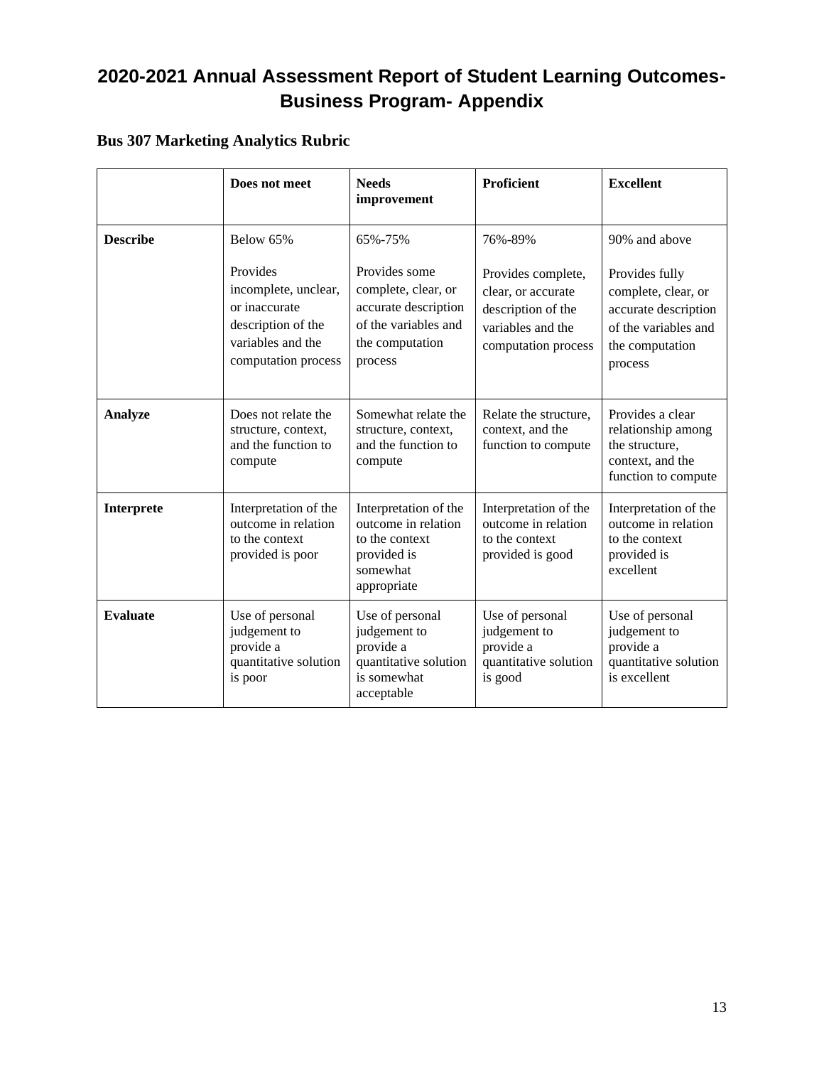# 2020-2021 Annual Assessment Report of Student Learning Outcomes- Business Program- Appendix

### Bus 307 Marketing Analytics Rubric

| | Does not meet | Needs improvement | Proficient | Excellent |
|---|---|---|---|---|
| **Describe** | Below 65%<br><br>Provides incomplete, unclear, or inaccurate description of the variables and the computation process | 65%-75%<br><br>Provides some complete, clear, or accurate description of the variables and the computation process | 76%-89%<br><br>Provides complete, clear, or accurate description of the variables and the computation process | 90% and above<br><br>Provides fully complete, clear, or accurate description of the variables and the computation process |
| **Analyze** | Does not relate the structure, context, and the function to compute | Somewhat relate the structure, context, and the function to compute | Relate the structure, context, and the function to compute | Provides a clear relationship among the structure, context, and the function to compute |
| **Interprete** | Interpretation of the outcome in relation to the context provided is poor | Interpretation of the outcome in relation to the context provided is somewhat appropriate | Interpretation of the outcome in relation to the context provided is good | Interpretation of the outcome in relation to the context provided is excellent |
| **Evaluate** | Use of personal judgement to provide a quantitative solution is poor | Use of personal judgement to provide a quantitative solution is somewhat acceptable | Use of personal judgement to provide a quantitative solution is good | Use of personal judgement to provide a quantitative solution is excellent |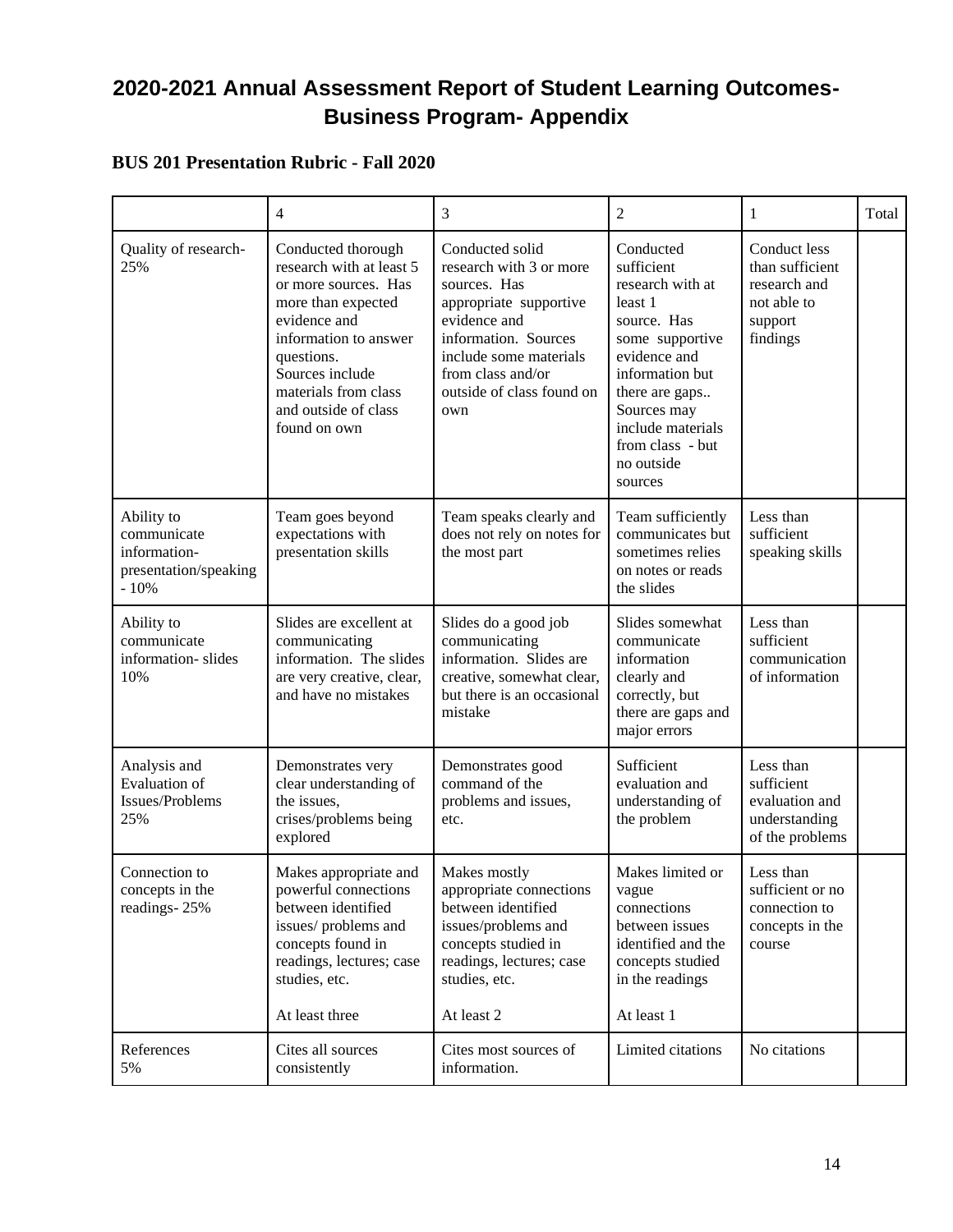# 2020-2021 Annual Assessment Report of Student Learning Outcomes- Business Program- Appendix

## BUS 201 Presentation Rubric - Fall 2020

| | 4 | 3 | 2 | 1 | Total |
|---|---|---|---|---|---|
| Quality of research- 25% | Conducted thorough research with at least 5 or more sources. Has more than expected evidence and information to answer questions. Sources include materials from class and outside of class found on own | Conducted solid research with 3 or more sources. Has appropriate supportive evidence and information. Sources include some materials from class and/or outside of class found on own | Conducted sufficient research with at least 1 source. Has some supportive evidence and information but there are gaps.. Sources may include materials from class - but no outside sources | Conduct less than sufficient research and not able to support findings | |
| Ability to communicate information- presentation/speaking - 10% | Team goes beyond expectations with presentation skills | Team speaks clearly and does not rely on notes for the most part | Team sufficiently communicates but sometimes relies on notes or reads the slides | Less than sufficient speaking skills | |
| Ability to communicate information- slides 10% | Slides are excellent at communicating information. The slides are very creative, clear, and have no mistakes | Slides do a good job communicating information. Slides are creative, somewhat clear, but there is an occasional mistake | Slides somewhat communicate information clearly and correctly, but there are gaps and major errors | Less than sufficient communication of information | |
| Analysis and Evaluation of Issues/Problems 25% | Demonstrates very clear understanding of the issues, crises/problems being explored | Demonstrates good command of the problems and issues, etc. | Sufficient evaluation and understanding of the problem | Less than sufficient evaluation and understanding of the problems | |
| Connection to concepts in the readings- 25% | Makes appropriate and powerful connections between identified issues/ problems and concepts found in readings, lectures; case studies, etc.<br><br>At least three | Makes mostly appropriate connections between identified issues/problems and concepts studied in readings, lectures; case studies, etc.<br><br>At least 2 | Makes limited or vague connections between issues identified and the concepts studied in the readings<br><br>At least 1 | Less than sufficient or no connection to concepts in the course | |
| References 5% | Cites all sources consistently | Cites most sources of information. | Limited citations | No citations | |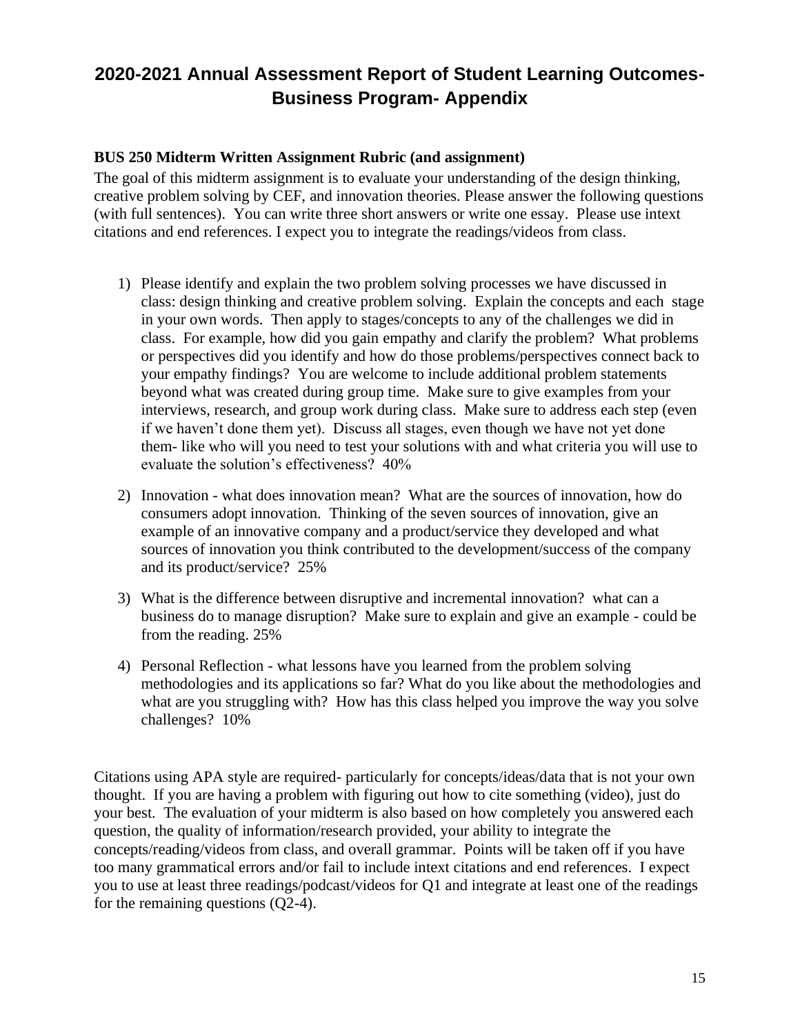# 2020-2021 Annual Assessment Report of Student Learning Outcomes- Business Program- Appendix

**BUS 250 Midterm Written Assignment Rubric (and assignment)**

The goal of this midterm assignment is to evaluate your understanding of the design thinking, creative problem solving by CEF, and innovation theories. Please answer the following questions (with full sentences). You can write three short answers or write one essay. Please use intext citations and end references. I expect you to integrate the readings/videos from class.

1) Please identify and explain the two problem solving processes we have discussed in class: design thinking and creative problem solving. Explain the concepts and each stage in your own words. Then apply to stages/concepts to any of the challenges we did in class. For example, how did you gain empathy and clarify the problem? What problems or perspectives did you identify and how do those problems/perspectives connect back to your empathy findings? You are welcome to include additional problem statements beyond what was created during group time. Make sure to give examples from your interviews, research, and group work during class. Make sure to address each step (even if we haven't done them yet). Discuss all stages, even though we have not yet done them- like who will you need to test your solutions with and what criteria you will use to evaluate the solution's effectiveness? 40%

2) Innovation - what does innovation mean? What are the sources of innovation, how do consumers adopt innovation. Thinking of the seven sources of innovation, give an example of an innovative company and a product/service they developed and what sources of innovation you think contributed to the development/success of the company and its product/service? 25%

3) What is the difference between disruptive and incremental innovation? what can a business do to manage disruption? Make sure to explain and give an example - could be from the reading. 25%

4) Personal Reflection - what lessons have you learned from the problem solving methodologies and its applications so far? What do you like about the methodologies and what are you struggling with? How has this class helped you improve the way you solve challenges? 10%

Citations using APA style are required- particularly for concepts/ideas/data that is not your own thought. If you are having a problem with figuring out how to cite something (video), just do your best. The evaluation of your midterm is also based on how completely you answered each question, the quality of information/research provided, your ability to integrate the concepts/reading/videos from class, and overall grammar. Points will be taken off if you have too many grammatical errors and/or fail to include intext citations and end references. I expect you to use at least three readings/podcast/videos for Q1 and integrate at least one of the readings for the remaining questions (Q2-4).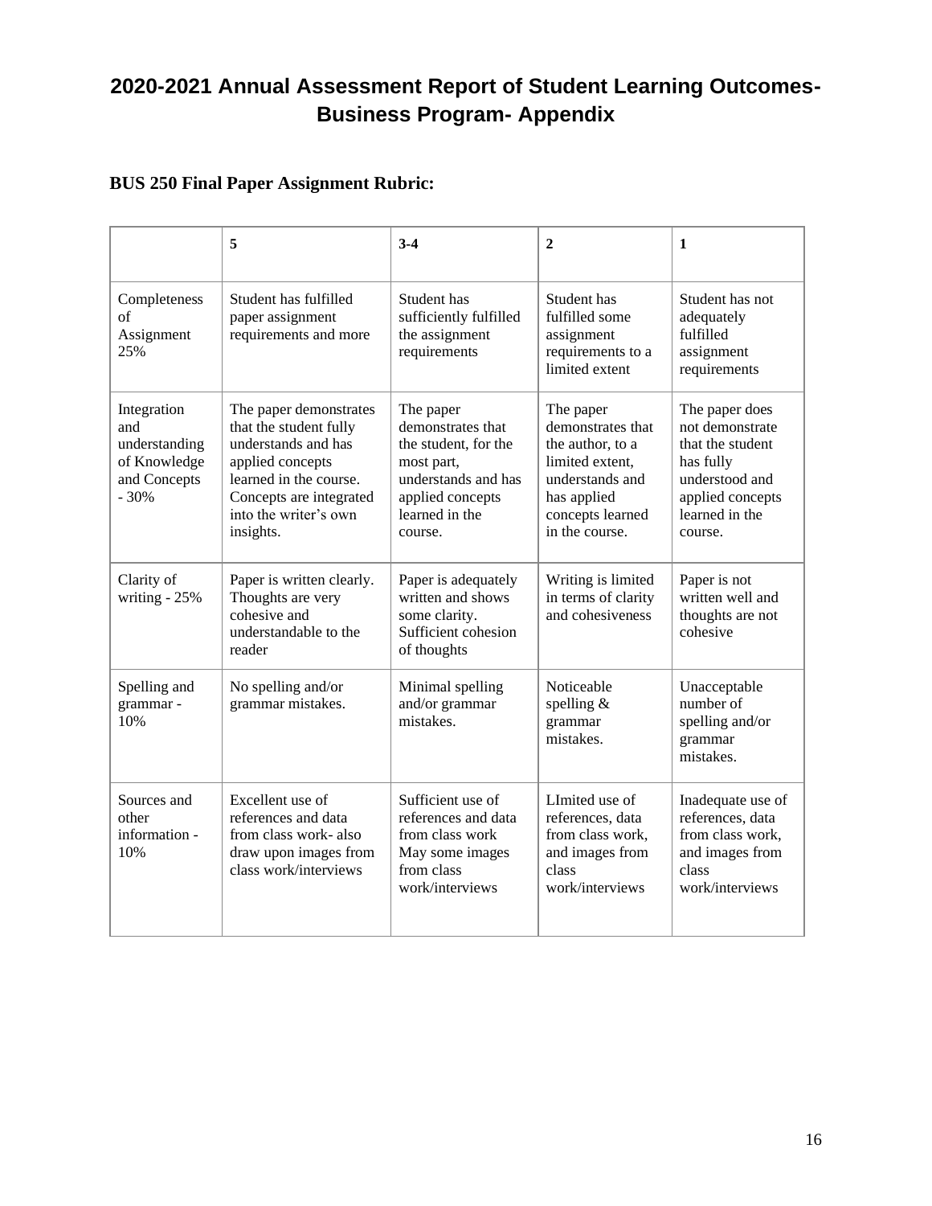# 2020-2021 Annual Assessment Report of Student Learning Outcomes- Business Program- Appendix

**BUS 250 Final Paper Assignment Rubric:**

| | **5** | **3-4** | **2** | **1** |
|---|---|---|---|---|
| Completeness of Assignment 25% | Student has fulfilled paper assignment requirements and more | Student has sufficiently fulfilled the assignment requirements | Student has fulfilled some assignment requirements to a limited extent | Student has not adequately fulfilled assignment requirements |
| Integration and understanding of Knowledge and Concepts - 30% | The paper demonstrates that the student fully understands and has applied concepts learned in the course. Concepts are integrated into the writer's own insights. | The paper demonstrates that the student, for the most part, understands and has applied concepts learned in the course. | The paper demonstrates that the author, to a limited extent, understands and has applied concepts learned in the course. | The paper does not demonstrate that the student has fully understood and applied concepts learned in the course. |
| Clarity of writing - 25% | Paper is written clearly. Thoughts are very cohesive and understandable to the reader | Paper is adequately written and shows some clarity. Sufficient cohesion of thoughts | Writing is limited in terms of clarity and cohesiveness | Paper is not written well and thoughts are not cohesive |
| Spelling and grammar - 10% | No spelling and/or grammar mistakes. | Minimal spelling and/or grammar mistakes. | Noticeable spelling & grammar mistakes. | Unacceptable number of spelling and/or grammar mistakes. |
| Sources and other information - 10% | Excellent use of references and data from class work- also draw upon images from class work/interviews | Sufficient use of references and data from class work May some images from class work/interviews | LImited use of references, data from class work, and images from class work/interviews | Inadequate use of references, data from class work, and images from class work/interviews |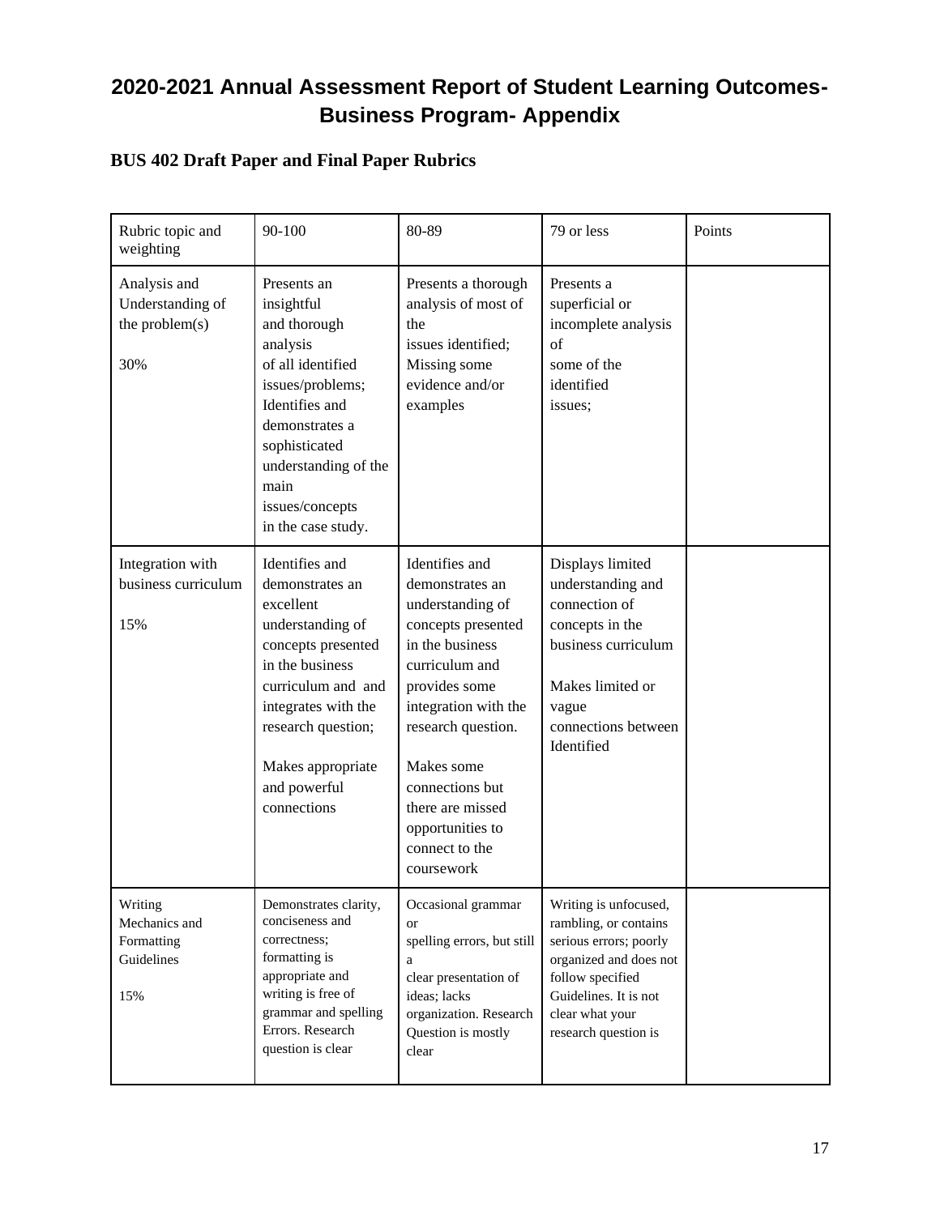# 2020-2021 Annual Assessment Report of Student Learning Outcomes-Business Program- Appendix

### BUS 402 Draft Paper and Final Paper Rubrics

| Rubric topic and weighting | 90-100 | 80-89 | 79 or less | Points |
|---|---|---|---|---|
| Analysis and Understanding of the problem(s)<br><br>30% | Presents an insightful and thorough analysis of all identified issues/problems; Identifies and demonstrates a sophisticated understanding of the main issues/concepts in the case study. | Presents a thorough analysis of most of the issues identified; Missing some evidence and/or examples | Presents a superficial or incomplete analysis of some of the identified issues; | |
| Integration with business curriculum<br><br>15% | Identifies and demonstrates an excellent understanding of concepts presented in the business curriculum and and integrates with the research question;<br><br>Makes appropriate and powerful connections | Identifies and demonstrates an understanding of concepts presented in the business curriculum and provides some integration with the research question.<br><br>Makes some connections but there are missed opportunities to connect to the coursework | Displays limited understanding and connection of concepts in the business curriculum<br><br>Makes limited or vague connections between Identified | |
| Writing Mechanics and Formatting Guidelines<br><br>15% | Demonstrates clarity, conciseness and correctness; formatting is appropriate and writing is free of grammar and spelling Errors. Research question is clear | Occasional grammar or spelling errors, but still a clear presentation of ideas; lacks organization. Research Question is mostly clear | Writing is unfocused, rambling, or contains serious errors; poorly organized and does not follow specified Guidelines. It is not clear what your research question is | |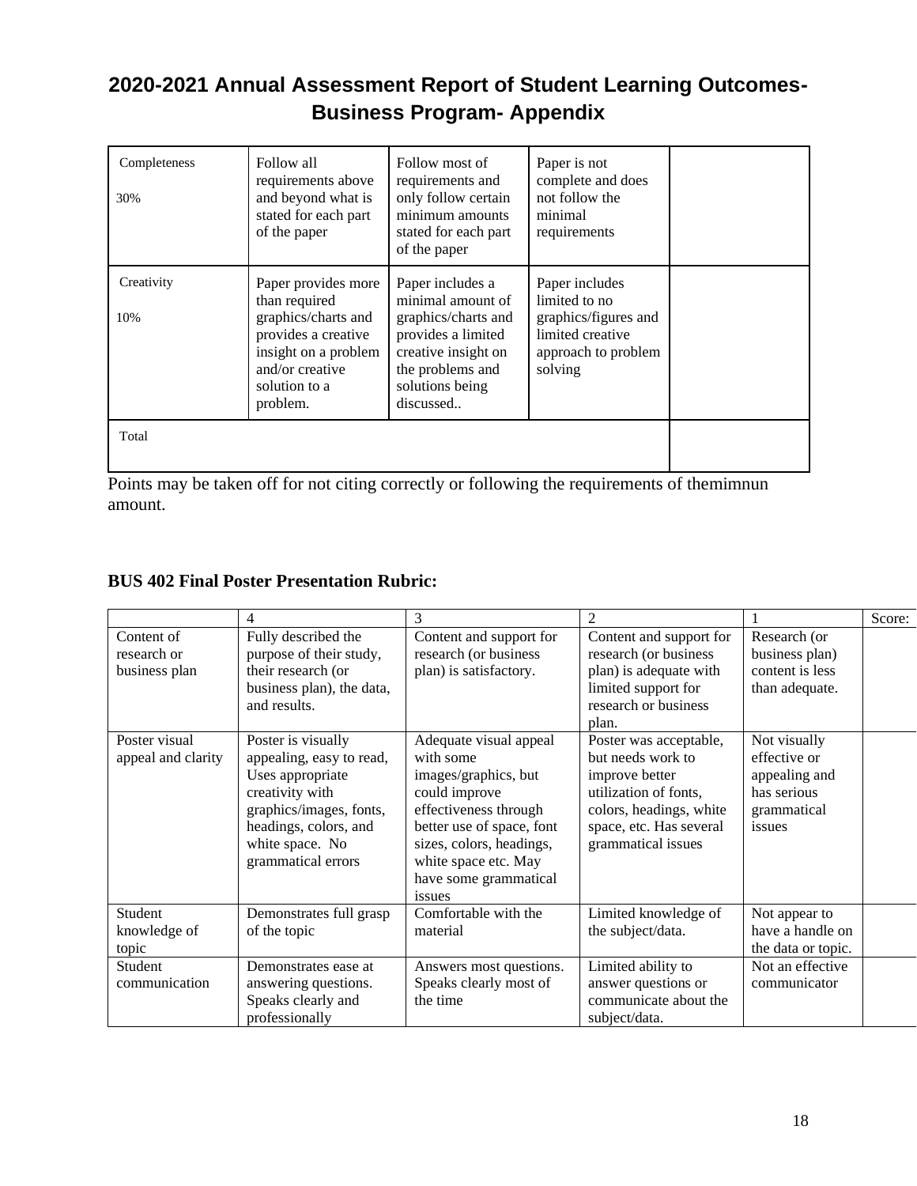# 2020-2021 Annual Assessment Report of Student Learning Outcomes- Business Program- Appendix

| | | | | |
|---|---|---|---|---|
| Completeness<br><br>30% | Follow all requirements above and beyond what is stated for each part of the paper | Follow most of requirements and only follow certain minimum amounts stated for each part of the paper | Paper is not complete and does not follow the minimal requirements | |
| Creativity<br><br>10% | Paper provides more than required graphics/charts and provides a creative insight on a problem and/or creative solution to a problem. | Paper includes a minimal amount of graphics/charts and provides a limited creative insight on the problems and solutions being discussed.. | Paper includes limited to no graphics/figures and limited creative approach to problem solving | |
| Total | | | | |

Points may be taken off for not citing correctly or following the requirements of themimnun amount.

**BUS 402 Final Poster Presentation Rubric:**

| | 4 | 3 | 2 | 1 | Score: |
|---|---|---|---|---|---|
| Content of research or business plan | Fully described the purpose of their study, their research (or business plan), the data, and results. | Content and support for research (or business plan) is satisfactory. | Content and support for research (or business plan) is adequate with limited support for research or business plan. | Research (or business plan) content is less than adequate. | |
| Poster visual appeal and clarity | Poster is visually appealing, easy to read, Uses appropriate creativity with graphics/images, fonts, headings, colors, and white space. No grammatical errors | Adequate visual appeal with some images/graphics, but could improve effectiveness through better use of space, font sizes, colors, headings, white space etc. May have some grammatical issues | Poster was acceptable, but needs work to improve better utilization of fonts, colors, headings, white space, etc. Has several grammatical issues | Not visually effective or appealing and has serious grammatical issues | |
| Student knowledge of topic | Demonstrates full grasp of the topic | Comfortable with the material | Limited knowledge of the subject/data. | Not appear to have a handle on the data or topic. | |
| Student communication | Demonstrates ease at answering questions. Speaks clearly and professionally | Answers most questions. Speaks clearly most of the time | Limited ability to answer questions or communicate about the subject/data. | Not an effective communicator | |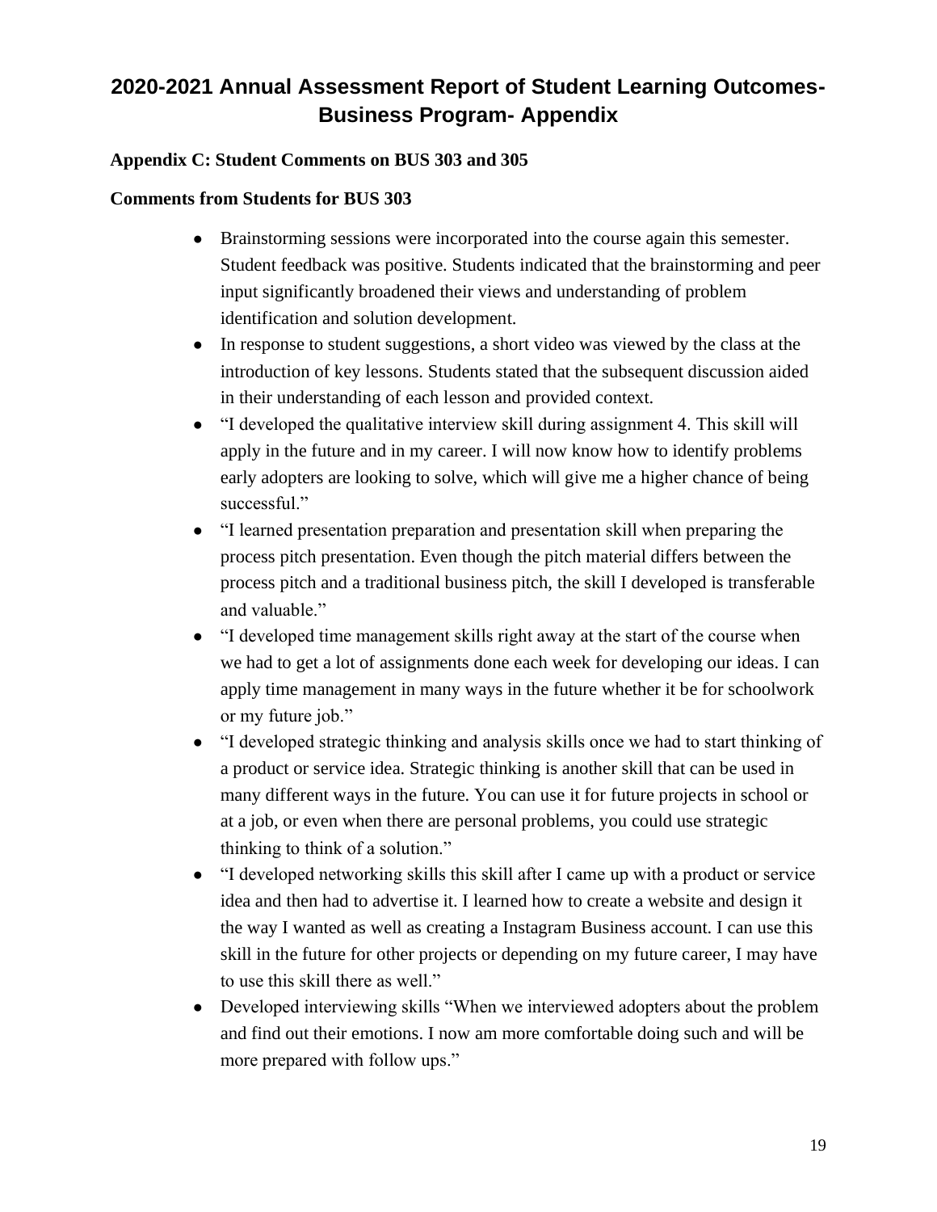# 2020-2021 Annual Assessment Report of Student Learning Outcomes-Business Program- Appendix

**Appendix C: Student Comments on BUS 303 and 305**

**Comments from Students for BUS 303**

- Brainstorming sessions were incorporated into the course again this semester. Student feedback was positive. Students indicated that the brainstorming and peer input significantly broadened their views and understanding of problem identification and solution development.
- In response to student suggestions, a short video was viewed by the class at the introduction of key lessons. Students stated that the subsequent discussion aided in their understanding of each lesson and provided context.
- "I developed the qualitative interview skill during assignment 4. This skill will apply in the future and in my career. I will now know how to identify problems early adopters are looking to solve, which will give me a higher chance of being successful."
- "I learned presentation preparation and presentation skill when preparing the process pitch presentation. Even though the pitch material differs between the process pitch and a traditional business pitch, the skill I developed is transferable and valuable."
- "I developed time management skills right away at the start of the course when we had to get a lot of assignments done each week for developing our ideas. I can apply time management in many ways in the future whether it be for schoolwork or my future job."
- "I developed strategic thinking and analysis skills once we had to start thinking of a product or service idea. Strategic thinking is another skill that can be used in many different ways in the future. You can use it for future projects in school or at a job, or even when there are personal problems, you could use strategic thinking to think of a solution."
- "I developed networking skills this skill after I came up with a product or service idea and then had to advertise it. I learned how to create a website and design it the way I wanted as well as creating a Instagram Business account. I can use this skill in the future for other projects or depending on my future career, I may have to use this skill there as well."
- Developed interviewing skills "When we interviewed adopters about the problem and find out their emotions. I now am more comfortable doing such and will be more prepared with follow ups."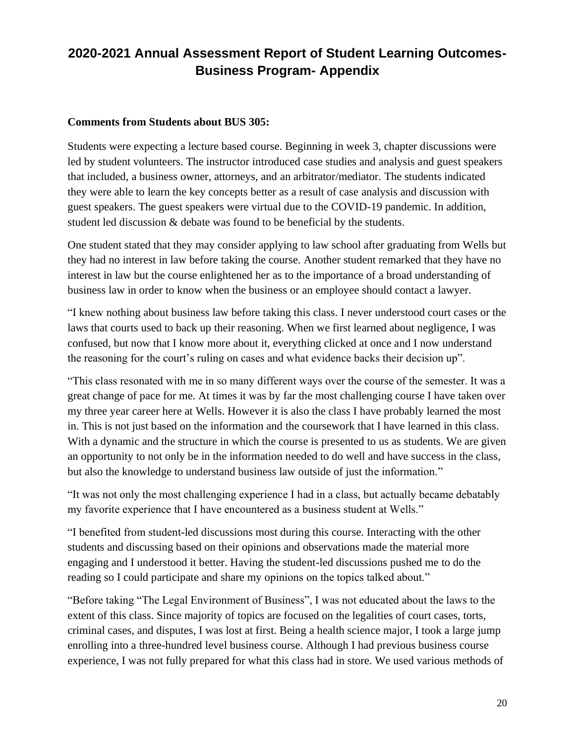## 2020-2021 Annual Assessment Report of Student Learning Outcomes-Business Program- Appendix

**Comments from Students about BUS 305:**

Students were expecting a lecture based course. Beginning in week 3, chapter discussions were led by student volunteers. The instructor introduced case studies and analysis and guest speakers that included, a business owner, attorneys, and an arbitrator/mediator. The students indicated they were able to learn the key concepts better as a result of case analysis and discussion with guest speakers. The guest speakers were virtual due to the COVID-19 pandemic. In addition, student led discussion & debate was found to be beneficial by the students.

One student stated that they may consider applying to law school after graduating from Wells but they had no interest in law before taking the course. Another student remarked that they have no interest in law but the course enlightened her as to the importance of a broad understanding of business law in order to know when the business or an employee should contact a lawyer.

“I knew nothing about business law before taking this class. I never understood court cases or the laws that courts used to back up their reasoning. When we first learned about negligence, I was confused, but now that I know more about it, everything clicked at once and I now understand the reasoning for the court’s ruling on cases and what evidence backs their decision up”.

“This class resonated with me in so many different ways over the course of the semester. It was a great change of pace for me. At times it was by far the most challenging course I have taken over my three year career here at Wells. However it is also the class I have probably learned the most in. This is not just based on the information and the coursework that I have learned in this class. With a dynamic and the structure in which the course is presented to us as students. We are given an opportunity to not only be in the information needed to do well and have success in the class, but also the knowledge to understand business law outside of just the information.”

“It was not only the most challenging experience I had in a class, but actually became debatably my favorite experience that I have encountered as a business student at Wells.”

“I benefited from student-led discussions most during this course. Interacting with the other students and discussing based on their opinions and observations made the material more engaging and I understood it better. Having the student-led discussions pushed me to do the reading so I could participate and share my opinions on the topics talked about.”

“Before taking “The Legal Environment of Business”, I was not educated about the laws to the extent of this class. Since majority of topics are focused on the legalities of court cases, torts, criminal cases, and disputes, I was lost at first. Being a health science major, I took a large jump enrolling into a three-hundred level business course. Although I had previous business course experience, I was not fully prepared for what this class had in store. We used various methods of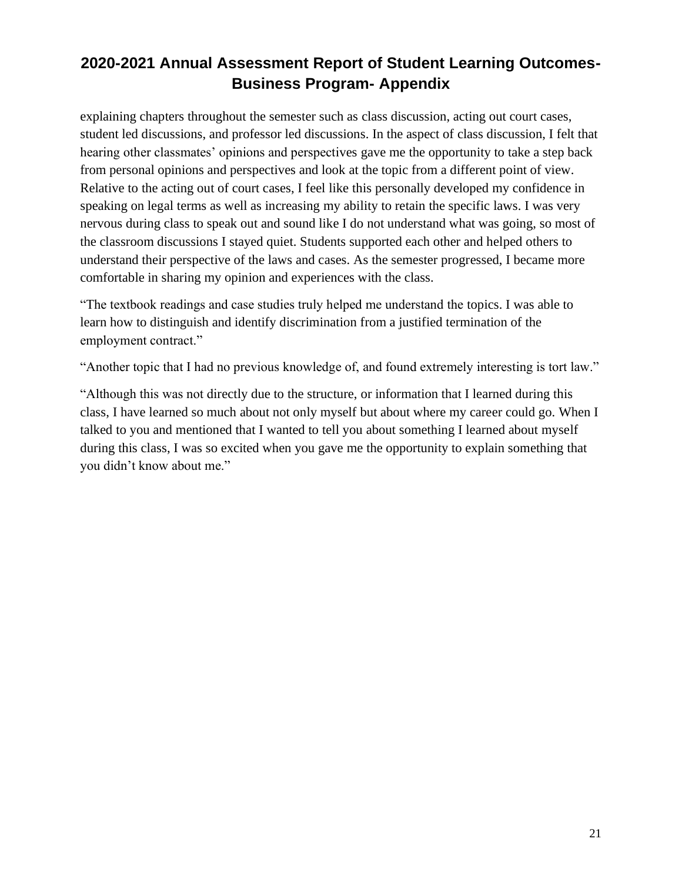explaining chapters throughout the semester such as class discussion, acting out court cases, student led discussions, and professor led discussions. In the aspect of class discussion, I felt that hearing other classmates' opinions and perspectives gave me the opportunity to take a step back from personal opinions and perspectives and look at the topic from a different point of view. Relative to the acting out of court cases, I feel like this personally developed my confidence in speaking on legal terms as well as increasing my ability to retain the specific laws. I was very nervous during class to speak out and sound like I do not understand what was going, so most of the classroom discussions I stayed quiet. Students supported each other and helped others to understand their perspective of the laws and cases. As the semester progressed, I became more comfortable in sharing my opinion and experiences with the class.

"The textbook readings and case studies truly helped me understand the topics. I was able to learn how to distinguish and identify discrimination from a justified termination of the employment contract."

"Another topic that I had no previous knowledge of, and found extremely interesting is tort law."

"Although this was not directly due to the structure, or information that I learned during this class, I have learned so much about not only myself but about where my career could go. When I talked to you and mentioned that I wanted to tell you about something I learned about myself during this class, I was so excited when you gave me the opportunity to explain something that you didn't know about me."